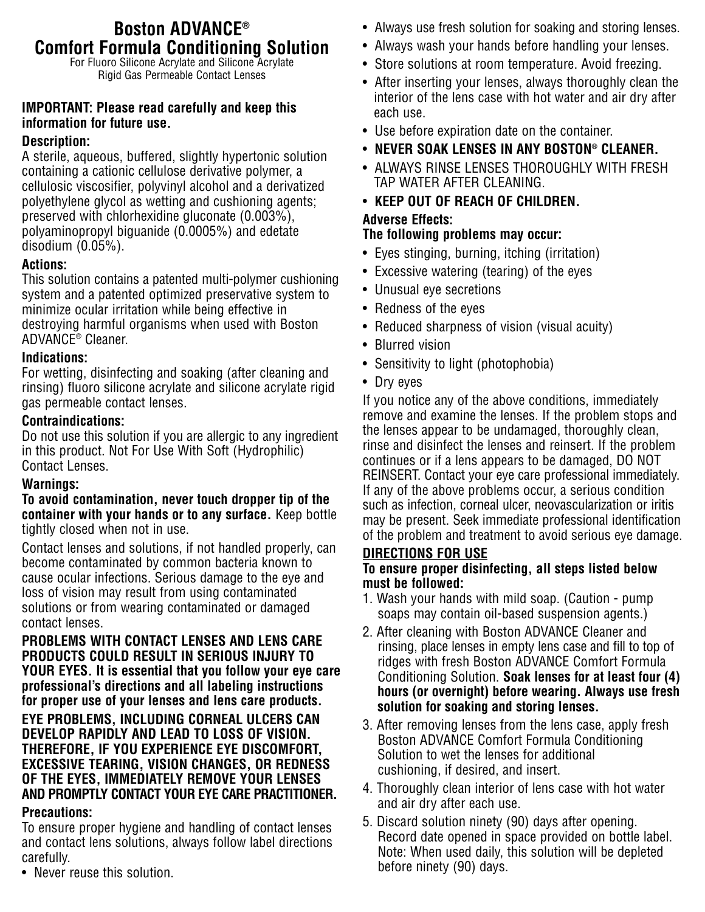# Boston ADVANCE® Comfort Formula Conditioning Solution

For Fluoro Silicone Acrylate and Silicone Acrylate Rigid Gas Permeable Contact Lenses

**IMPORTANT: Please read carefully and keep this information for future use.**

### Description:

A sterile, aqueous, buffered, slightly hypertonic solution containing a cationic cellulose derivative polymer, a cellulosic viscosifier, polyvinyl alcohol and a derivatized polyethylene glycol as wetting and cushioning agents; preserved with chlorhexidine gluconate (0.003%), polyaminopropyl biguanide (0.0005%) and edetate disodium (0.05%).

### Actions:

This solution contains a patented multi-polymer cushioning system and a patented optimized preservative system to minimize ocular irritation while being effective in destroying harmful organisms when used with Boston ADVANCE® Cleaner.

### Indications:

For wetting, disinfecting and soaking (after cleaning and rinsing) fluoro silicone acrylate and silicone acrylate rigid gas permeable contact lenses.

### Contraindications:

Do not use this solution if you are allergic to any ingredient in this product. Not For Use With Soft (Hydrophilic) Contact Lenses.

### Warnings:

**To avoid contamination, never touch dropper tip of the container with your hands or to any surface.** Keep bottle tightly closed when not in use.

Contact lenses and solutions, if not handled properly, can become contaminated by common bacteria known to cause ocular infections. Serious damage to the eye and loss of vision may result from using contaminated solutions or from wearing contaminated or damaged contact lenses.

**PROBLEMS WITH CONTACT LENSES AND LENS CARE PRODUCTS COULD RESULT IN SERIOUS INJURY TO YOUR EYES. It is essential that you follow your eye care professional's directions and all labeling instructions for proper use of your lenses and lens care products.**

**EYE PROBLEMS, INCLUDING CORNEAL ULCERS CAN DEVELOP RAPIDLY AND LEAD TO LOSS OF VISION. THEREFORE, IF YOU EXPERIENCE EYE DISCOMFORT, EXCESSIVE TEARING, VISION CHANGES, OR REDNESS OF THE EYES, IMMEDIATELY REMOVE YOUR LENSES AND PROMPTLY CONTACT YOUR EYE CARE PRACTITIONER.**

### Precautions:

To ensure proper hygiene and handling of contact lenses and contact lens solutions, always follow label directions carefully.

- Never reuse this solution.
- Always use fresh solution for soaking and storing lenses.
- Always wash your hands before handling your lenses.
- Store solutions at room temperature. Avoid freezing.
- After inserting your lenses, always thoroughly clean the interior of the lens case with hot water and air dry after each use.
- Use before expiration date on the container.
- **NEVER SOAK LENSES IN ANY BOSTON® CLEANER.**
- ALWAYS RINSE LENSES THOROUGHLY WITH FRESH TAP WATER AFTER CLEANING.
- **KEEP OUT OF REACH OF CHILDREN.**

### Adverse Effects:

**The following problems may occur:**

- Eyes stinging, burning, itching (irritation)
- Excessive watering (tearing) of the eyes
- Unusual eye secretions
- Redness of the eyes
- Reduced sharpness of vision (visual acuity)
- Blurred vision
- Sensitivity to light (photophobia)
- Dry eyes

If you notice any of the above conditions, immediately remove and examine the lenses. If the problem stops and the lenses appear to be undamaged, thoroughly clean, rinse and disinfect the lenses and reinsert. If the problem continues or if a lens appears to be damaged, DO NOT REINSERT. Contact your eye care professional immediately. If any of the above problems occur, a serious condition such as infection, corneal ulcer, neovascularization or iritis may be present. Seek immediate professional identification of the problem and treatment to avoid serious eye damage.

## DIRECTIONS FOR USE

**To ensure proper disinfecting, all steps listed below must be followed:**

1. Wash your hands with mild soap. (Caution - pump soaps may contain oil-based suspension agents.)
2. After cleaning with Boston ADVANCE Cleaner and rinsing, place lenses in empty lens case and fill to top of ridges with fresh Boston ADVANCE Comfort Formula Conditioning Solution. **Soak lenses for at least four (4) hours (or overnight) before wearing. Always use fresh solution for soaking and storing lenses.**
3. After removing lenses from the lens case, apply fresh Boston ADVANCE Comfort Formula Conditioning Solution to wet the lenses for additional cushioning, if desired, and insert.
4. Thoroughly clean interior of lens case with hot water and air dry after each use.
5. Discard solution ninety (90) days after opening. Record date opened in space provided on bottle label. Note: When used daily, this solution will be depleted before ninety (90) days.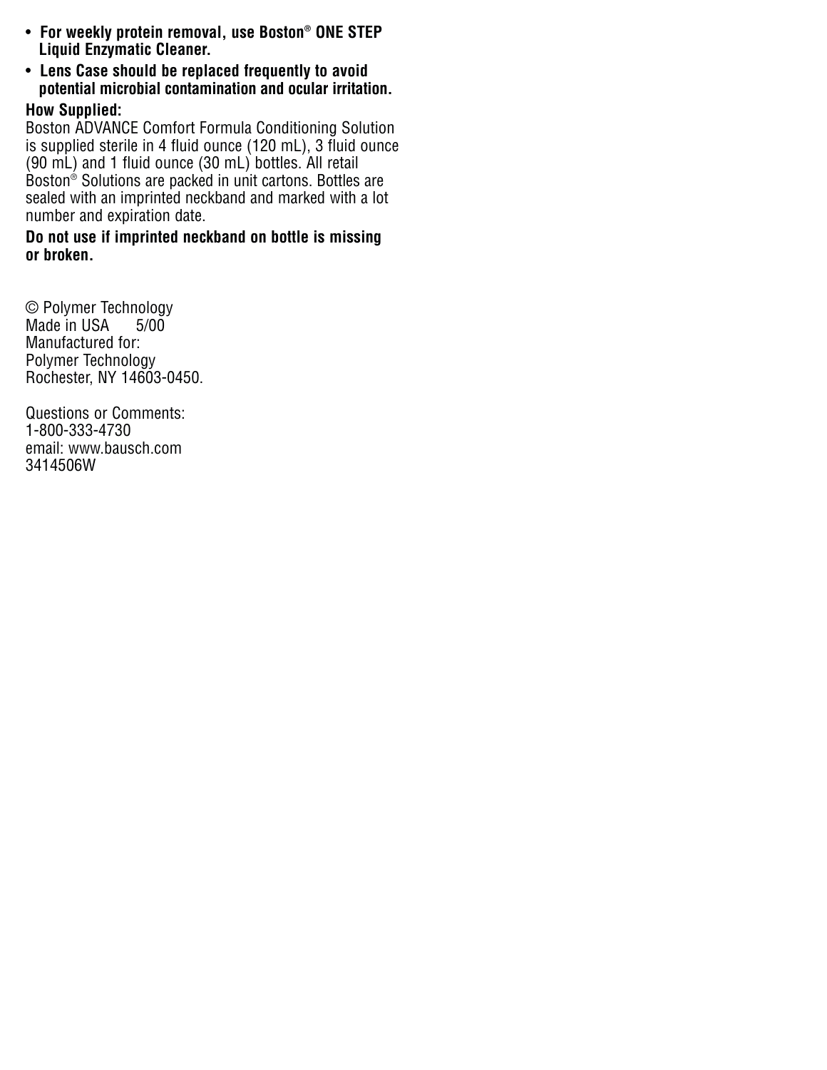- **For weekly protein removal, use Boston® ONE STEP Liquid Enzymatic Cleaner.**
- **Lens Case should be replaced frequently to avoid potential microbial contamination and ocular irritation.**

**How Supplied:**

Boston ADVANCE Comfort Formula Conditioning Solution is supplied sterile in 4 fluid ounce (120 mL), 3 fluid ounce (90 mL) and 1 fluid ounce (30 mL) bottles. All retail Boston® Solutions are packed in unit cartons. Bottles are sealed with an imprinted neckband and marked with a lot number and expiration date.

**Do not use if imprinted neckband on bottle is missing or broken.**

© Polymer Technology
Made in USA 5/00
Manufactured for:
Polymer Technology
Rochester, NY 14603-0450.

Questions or Comments:
1-800-333-4730
email: www.bausch.com
3414506W